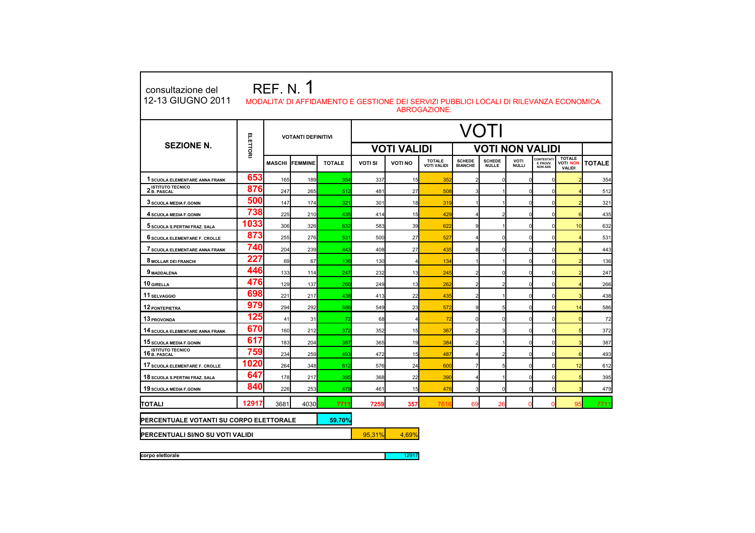consultazione del 12-13 GIUGNO 2011

# REF. N. 1

MODALITA' DI AFFIDAMENTO E GESTIONE DEI SERVIZI PUBBLICI LOCALI DI RILEVANZA ECONOMICA. ABROGAZIONE.

| SEZIONE N. | ELETTORI | VOTANTI DEFINITIVI | | | VOTI | | | | | | | | |
|---|---|---|---|---|---|---|---|---|---|---|---|---|---|
| | | | | | VOTI VALIDI | | | VOTI NON VALIDI | | | | | |
| | | MASCHI | FEMMINE | TOTALE | VOTI SI | VOTI NO | TOTALE VOTI VALIDI | SCHEDE BIANCHE | SCHEDE NULLE | VOTI NULLI | CONTESTATI E PROVV. NON ASS | TOTALE VOTI NON VALIDI | TOTALE |
| 1 SCUOLA ELEMENTARE ANNA FRANK | 653 | 165 | 189 | 354 | 337 | 15 | 352 | 2 | 0 | 0 | 0 | 2 | 354 |
| 2 ISTITUTO TECNICO B. PASCAL | 876 | 247 | 265 | 512 | 481 | 27 | 508 | 3 | 1 | 0 | 0 | 4 | 512 |
| 3 SCUOLA MEDIA F.GONIN | 500 | 147 | 174 | 321 | 301 | 18 | 319 | 1 | 1 | 0 | 0 | 2 | 321 |
| 4 SCUOLA MEDIA F.GONIN | 738 | 225 | 210 | 435 | 414 | 15 | 429 | 4 | 2 | 0 | 0 | 6 | 435 |
| 5 SCUOLA S.PERTINI FRAZ. SALA | 1033 | 306 | 326 | 632 | 583 | 39 | 622 | 9 | 1 | 0 | 0 | 10 | 632 |
| 6 SCUOLA ELEMENTARE F. CROLLE | 873 | 255 | 276 | 531 | 500 | 27 | 527 | 4 | 0 | 0 | 0 | 4 | 531 |
| 7 SCUOLA ELEMENTARE ANNA FRANK | 740 | 204 | 239 | 443 | 408 | 27 | 435 | 8 | 0 | 0 | 0 | 8 | 443 |
| 8 MOLLAR DEI FRANCHI | 227 | 69 | 67 | 136 | 130 | 4 | 134 | 1 | 1 | 0 | 0 | 2 | 136 |
| 9 MADDALENA | 446 | 133 | 114 | 247 | 232 | 13 | 245 | 2 | 0 | 0 | 0 | 2 | 247 |
| 10 GIRELLA | 476 | 129 | 137 | 266 | 249 | 13 | 262 | 2 | 2 | 0 | 0 | 4 | 266 |
| 11 SELVAGGIO | 698 | 221 | 217 | 438 | 413 | 22 | 435 | 2 | 1 | 0 | 0 | 3 | 438 |
| 12 PONTEPIETRA | 979 | 294 | 292 | 586 | 549 | 23 | 572 | 9 | 5 | 0 | 0 | 14 | 586 |
| 13 PROVONDA | 125 | 41 | 31 | 72 | 68 | 4 | 72 | 0 | 0 | 0 | 0 | 0 | 72 |
| 14 SCUOLA ELEMENTARE ANNA FRANK | 670 | 160 | 212 | 372 | 352 | 15 | 367 | 2 | 3 | 0 | 0 | 5 | 372 |
| 15 SCUOLA MEDIA F.GONIN | 617 | 183 | 204 | 387 | 365 | 19 | 384 | 2 | 1 | 0 | 0 | 3 | 387 |
| 16 ISTITUTO TECNICO B. PASCAL | 759 | 234 | 259 | 493 | 472 | 15 | 487 | 4 | 2 | 0 | 0 | 6 | 493 |
| 17 SCUOLA ELEMENTARE F. CROLLE | 1020 | 264 | 348 | 612 | 576 | 24 | 600 | 7 | 5 | 0 | 0 | 12 | 612 |
| 18 SCUOLA S.PERTINI FRAZ. SALA | 647 | 178 | 217 | 395 | 368 | 22 | 390 | 4 | 1 | 0 | 0 | 5 | 395 |
| 19 SCUOLA MEDIA F.GONIN | 840 | 226 | 253 | 479 | 461 | 15 | 476 | 3 | 0 | 0 | 0 | 3 | 479 |
| TOTALI | 12917 | 3681 | 4030 | 7711 | 7259 | 357 | 7616 | 69 | 26 | 0 | 0 | 95 | 7711 |

| PERCENTUALE VOTANTI SU CORPO ELETTORALE | 59,70% | |
|---|---|---|
| PERCENTUALI SI/NO SU VOTI VALIDI | 95,31% | 4,69% |

| corpo elettorale | 12917 |
|---|---|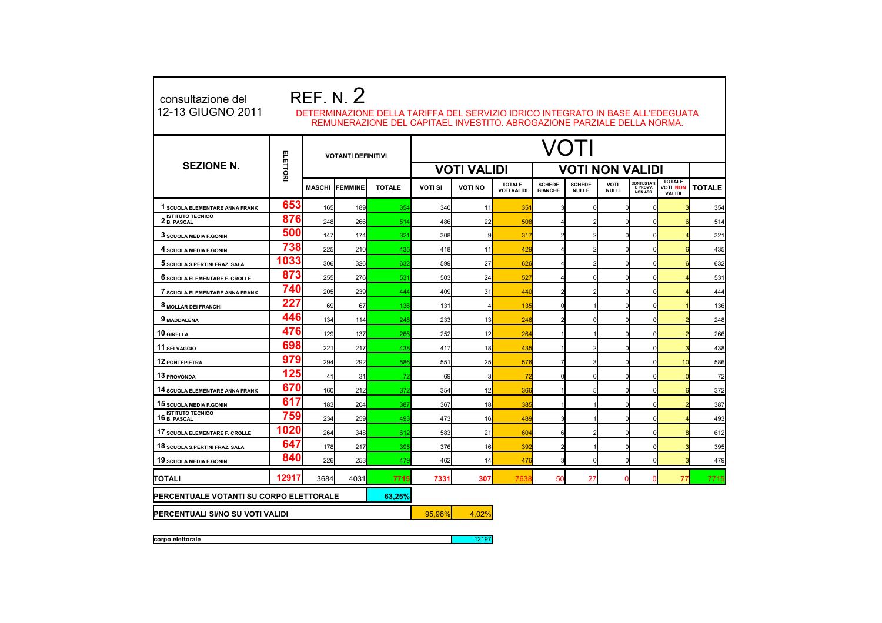consultazione del 12-13 GIUGNO 2011

# REF. N. 2

DETERMINAZIONE DELLA TARIFFA DEL SERVIZIO IDRICO INTEGRATO IN BASE ALL'EDEGUATA REMUNERAZIONE DEL CAPITAEL INVESTITO. ABROGAZIONE PARZIALE DELLA NORMA.

| SEZIONE N. | ELETTORI | VOTANTI DEFINITIVI | | | VOTI | | | | | | | | |
|---|---|---|---|---|---|---|---|---|---|---|---|---|---|
| | | | | | VOTI VALIDI | | | VOTI NON VALIDI | | | | | |
| | | MASCHI | FEMMINE | TOTALE | VOTI SI | VOTI NO | TOTALE VOTI VALIDI | SCHEDE BIANCHE | SCHEDE NULLE | VOTI NULLI | CONTESTATI E PROVV. NON ASS | TOTALE VOTI NON VALIDI | TOTALE |
| 1 SCUOLA ELEMENTARE ANNA FRANK | 653 | 165 | 189 | 354 | 340 | 11 | 351 | 3 | 0 | 0 | 0 | 3 | 354 |
| 2 ISTITUTO TECNICO B. PASCAL | 876 | 248 | 266 | 514 | 486 | 22 | 508 | 4 | 2 | 0 | 0 | 6 | 514 |
| 3 SCUOLA MEDIA F.GONIN | 500 | 147 | 174 | 321 | 308 | 9 | 317 | 2 | 2 | 0 | 0 | 4 | 321 |
| 4 SCUOLA MEDIA F.GONIN | 738 | 225 | 210 | 435 | 418 | 11 | 429 | 4 | 2 | 0 | 0 | 6 | 435 |
| 5 SCUOLA S.PERTINI FRAZ. SALA | 1033 | 306 | 326 | 632 | 599 | 27 | 626 | 4 | 2 | 0 | 0 | 6 | 632 |
| 6 SCUOLA ELEMENTARE F. CROLLE | 873 | 255 | 276 | 531 | 503 | 24 | 527 | 4 | 0 | 0 | 0 | 4 | 531 |
| 7 SCUOLA ELEMENTARE ANNA FRANK | 740 | 205 | 239 | 444 | 409 | 31 | 440 | 2 | 2 | 0 | 0 | 4 | 444 |
| 8 MOLLAR DEI FRANCHI | 227 | 69 | 67 | 136 | 131 | 4 | 135 | 0 | 1 | 0 | 0 | 1 | 136 |
| 9 MADDALENA | 446 | 134 | 114 | 248 | 233 | 13 | 246 | 2 | 0 | 0 | 0 | 2 | 248 |
| 10 GIRELLA | 476 | 129 | 137 | 266 | 252 | 12 | 264 | 1 | 1 | 0 | 0 | 2 | 266 |
| 11 SELVAGGIO | 698 | 221 | 217 | 438 | 417 | 18 | 435 | 1 | 2 | 0 | 0 | 3 | 438 |
| 12 PONTEPIETRA | 979 | 294 | 292 | 586 | 551 | 25 | 576 | 7 | 3 | 0 | 0 | 10 | 586 |
| 13 PROVONDA | 125 | 41 | 31 | 72 | 69 | 3 | 72 | 0 | 0 | 0 | 0 | 0 | 72 |
| 14 SCUOLA ELEMENTARE ANNA FRANK | 670 | 160 | 212 | 372 | 354 | 12 | 366 | 1 | 5 | 0 | 0 | 6 | 372 |
| 15 SCUOLA MEDIA F.GONIN | 617 | 183 | 204 | 387 | 367 | 18 | 385 | 1 | 1 | 0 | 0 | 2 | 387 |
| 16 ISTITUTO TECNICO B. PASCAL | 759 | 234 | 259 | 493 | 473 | 16 | 489 | 3 | 1 | 0 | 0 | 4 | 493 |
| 17 SCUOLA ELEMENTARE F. CROLLE | 1020 | 264 | 348 | 612 | 583 | 21 | 604 | 6 | 2 | 0 | 0 | 8 | 612 |
| 18 SCUOLA S.PERTINI FRAZ. SALA | 647 | 178 | 217 | 395 | 376 | 16 | 392 | 2 | 1 | 0 | 0 | 3 | 395 |
| 19 SCUOLA MEDIA F.GONIN | 840 | 226 | 253 | 479 | 462 | 14 | 476 | 3 | 0 | 0 | 0 | 3 | 479 |
| TOTALI | 12917 | 3684 | 4031 | 7715 | 7331 | 307 | 7638 | 50 | 27 | 0 | 0 | 77 | 7715 |

| | |
|---|---|
| PERCENTUALE VOTANTI SU CORPO ELETTORALE | 63,25% |

| | | |
|---|---|---|
| PERCENTUALI SI/NO SU VOTI VALIDI | 95,98% | 4,02% |

| | |
|---|---|
| corpo elettorale | 12197 |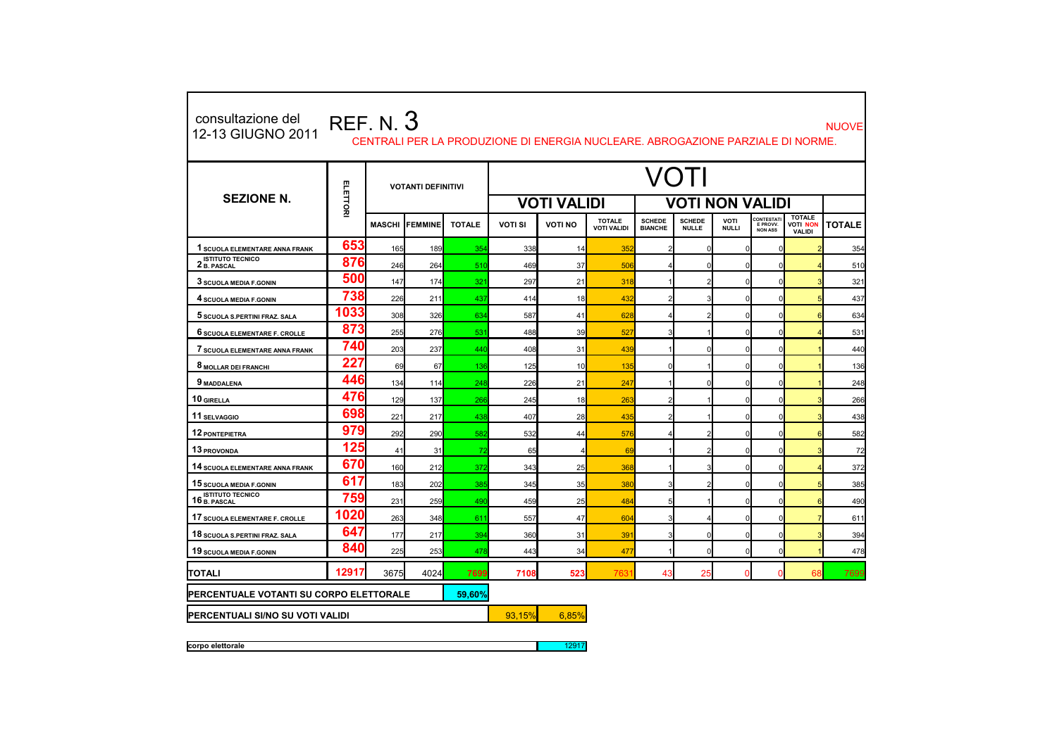consultazione del 12-13 GIUGNO 2011

# REF. N. 3

NUOVE CENTRALI PER LA PRODUZIONE DI ENERGIA NUCLEARE. ABROGAZIONE PARZIALE DI NORME.

| SEZIONE N. | ELETTORI | VOTANTI DEFINITIVI | | | VOTI | | | | | | | | |
|---|---|---|---|---|---|---|---|---|---|---|---|---|---|
| | | | | | VOTI VALIDI | | | VOTI NON VALIDI | | | | | |
| | | MASCHI | FEMMINE | TOTALE | VOTI SI | VOTI NO | TOTALE VOTI VALIDI | SCHEDE BIANCHE | SCHEDE NULLE | VOTI NULLI | CONTESTATI E PROVV. NON ASS | TOTALE VOTI NON VALIDI | TOTALE |
| 1 SCUOLA ELEMENTARE ANNA FRANK | 653 | 165 | 189 | 354 | 338 | 14 | 352 | 2 | 0 | 0 | 0 | 2 | 354 |
| 2 ISTITUTO TECNICO B. PASCAL | 876 | 246 | 264 | 510 | 469 | 37 | 506 | 4 | 0 | 0 | 0 | 4 | 510 |
| 3 SCUOLA MEDIA F.GONIN | 500 | 147 | 174 | 321 | 297 | 21 | 318 | 1 | 2 | 0 | 0 | 3 | 321 |
| 4 SCUOLA MEDIA F.GONIN | 738 | 226 | 211 | 437 | 414 | 18 | 432 | 2 | 3 | 0 | 0 | 5 | 437 |
| 5 SCUOLA S.PERTINI FRAZ. SALA | 1033 | 308 | 326 | 634 | 587 | 41 | 628 | 4 | 2 | 0 | 0 | 6 | 634 |
| 6 SCUOLA ELEMENTARE F. CROLLE | 873 | 255 | 276 | 531 | 488 | 39 | 527 | 3 | 1 | 0 | 0 | 4 | 531 |
| 7 SCUOLA ELEMENTARE ANNA FRANK | 740 | 203 | 237 | 440 | 408 | 31 | 439 | 1 | 0 | 0 | 0 | 1 | 440 |
| 8 MOLLAR DEI FRANCHI | 227 | 69 | 67 | 136 | 125 | 10 | 135 | 0 | 1 | 0 | 0 | 1 | 136 |
| 9 MADDALENA | 446 | 134 | 114 | 248 | 226 | 21 | 247 | 1 | 0 | 0 | 0 | 1 | 248 |
| 10 GIRELLA | 476 | 129 | 137 | 266 | 245 | 18 | 263 | 2 | 1 | 0 | 0 | 3 | 266 |
| 11 SELVAGGIO | 698 | 221 | 217 | 438 | 407 | 28 | 435 | 2 | 1 | 0 | 0 | 3 | 438 |
| 12 PONTEPIETRA | 979 | 292 | 290 | 582 | 532 | 44 | 576 | 4 | 2 | 0 | 0 | 6 | 582 |
| 13 PROVONDA | 125 | 41 | 31 | 72 | 65 | 4 | 69 | 1 | 2 | 0 | 0 | 3 | 72 |
| 14 SCUOLA ELEMENTARE ANNA FRANK | 670 | 160 | 212 | 372 | 343 | 25 | 368 | 1 | 3 | 0 | 0 | 4 | 372 |
| 15 SCUOLA MEDIA F.GONIN | 617 | 183 | 202 | 385 | 345 | 35 | 380 | 3 | 2 | 0 | 0 | 5 | 385 |
| 16 ISTITUTO TECNICO B. PASCAL | 759 | 231 | 259 | 490 | 459 | 25 | 484 | 5 | 1 | 0 | 0 | 6 | 490 |
| 17 SCUOLA ELEMENTARE F. CROLLE | 1020 | 263 | 348 | 611 | 557 | 47 | 604 | 3 | 4 | 0 | 0 | 7 | 611 |
| 18 SCUOLA S.PERTINI FRAZ. SALA | 647 | 177 | 217 | 394 | 360 | 31 | 391 | 3 | 0 | 0 | 0 | 3 | 394 |
| 19 SCUOLA MEDIA F.GONIN | 840 | 225 | 253 | 478 | 443 | 34 | 477 | 1 | 0 | 0 | 0 | 1 | 478 |
| TOTALI | 12917 | 3675 | 4024 | 7699 | 7108 | 523 | 7631 | 43 | 25 | 0 | 0 | 68 | 7699 |

| PERCENTUALE VOTANTI SU CORPO ELETTORALE | 59,60% |
|---|---|

| PERCENTUALI SI/NO SU VOTI VALIDI | 93,15% | 6,85% |
|---|---|---|

| corpo elettorale | 12917 |
|---|---|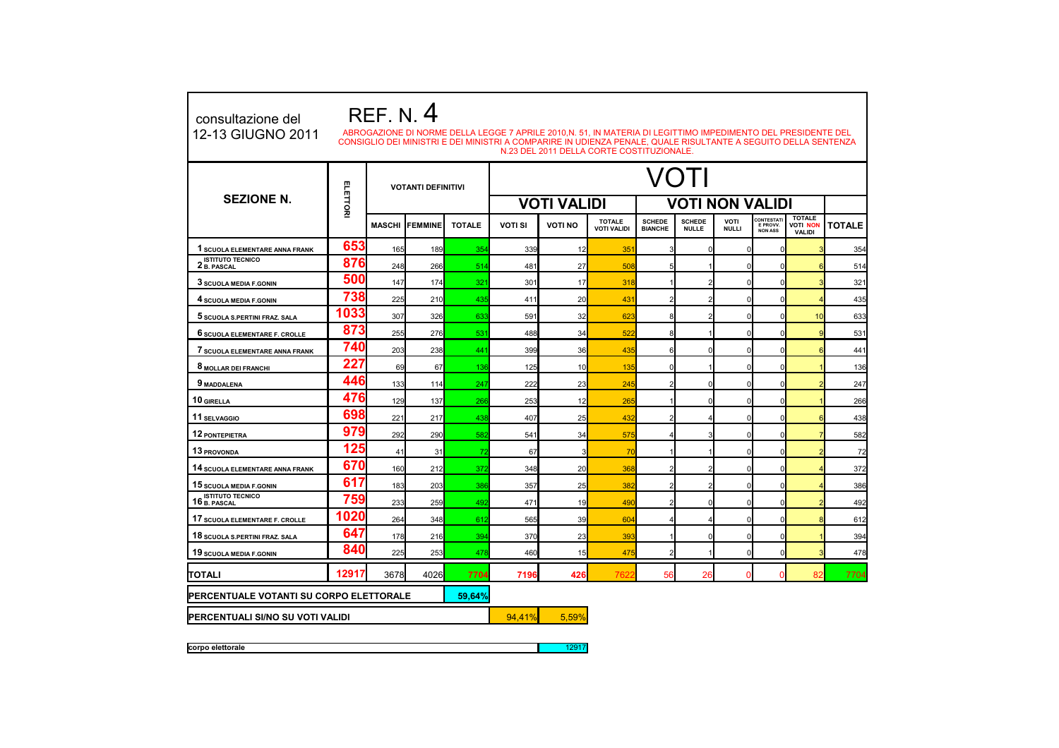consultazione del 12-13 GIUGNO 2011

# REF. N. 4

ABROGAZIONE DI NORME DELLA LEGGE 7 APRILE 2010,N. 51, IN MATERIA DI LEGITTIMO IMPEDIMENTO DEL PRESIDENTE DEL CONSIGLIO DEI MINISTRI E DEI MINISTRI A COMPARIRE IN UDIENZA PENALE, QUALE RISULTANTE A SEGUITO DELLA SENTENZA N.23 DEL 2011 DELLA CORTE COSTITUZIONALE.

| SEZIONE N. | ELETTORI | VOTANTI DEFINITIVI | | | VOTI | | | | | | | | |
|---|---|---|---|---|---|---|---|---|---|---|---|---|---|
| | | | | | VOTI VALIDI | | | VOTI NON VALIDI | | | | | |
| | | MASCHI | FEMMINE | TOTALE | VOTI SI | VOTI NO | TOTALE VOTI VALIDI | SCHEDE BIANCHE | SCHEDE NULLE | VOTI NULLI | CONTESTATI E PROVV. NON ASS | TOTALE VOTI NON VALIDI | TOTALE |
| 1 SCUOLA ELEMENTARE ANNA FRANK | 653 | 165 | 189 | 354 | 339 | 12 | 351 | 3 | 0 | 0 | 0 | 3 | 354 |
| 2 ISTITUTO TECNICO B. PASCAL | 876 | 248 | 266 | 514 | 481 | 27 | 508 | 5 | 1 | 0 | 0 | 6 | 514 |
| 3 SCUOLA MEDIA F.GONIN | 500 | 147 | 174 | 321 | 301 | 17 | 318 | 1 | 2 | 0 | 0 | 3 | 321 |
| 4 SCUOLA MEDIA F.GONIN | 738 | 225 | 210 | 435 | 411 | 20 | 431 | 2 | 2 | 0 | 0 | 4 | 435 |
| 5 SCUOLA S.PERTINI FRAZ. SALA | 1033 | 307 | 326 | 633 | 591 | 32 | 623 | 8 | 2 | 0 | 0 | 10 | 633 |
| 6 SCUOLA ELEMENTARE F. CROLLE | 873 | 255 | 276 | 531 | 488 | 34 | 522 | 8 | 1 | 0 | 0 | 9 | 531 |
| 7 SCUOLA ELEMENTARE ANNA FRANK | 740 | 203 | 238 | 441 | 399 | 36 | 435 | 6 | 0 | 0 | 0 | 6 | 441 |
| 8 MOLLAR DEI FRANCHI | 227 | 69 | 67 | 136 | 125 | 10 | 135 | 0 | 1 | 0 | 0 | 1 | 136 |
| 9 MADDALENA | 446 | 133 | 114 | 247 | 222 | 23 | 245 | 2 | 0 | 0 | 0 | 2 | 247 |
| 10 GIRELLA | 476 | 129 | 137 | 266 | 253 | 12 | 265 | 1 | 0 | 0 | 0 | 1 | 266 |
| 11 SELVAGGIO | 698 | 221 | 217 | 438 | 407 | 25 | 432 | 2 | 4 | 0 | 0 | 6 | 438 |
| 12 PONTEPIETRA | 979 | 292 | 290 | 582 | 541 | 34 | 575 | 4 | 3 | 0 | 0 | 7 | 582 |
| 13 PROVONDA | 125 | 41 | 31 | 72 | 67 | 3 | 70 | 1 | 1 | 0 | 0 | 2 | 72 |
| 14 SCUOLA ELEMENTARE ANNA FRANK | 670 | 160 | 212 | 372 | 348 | 20 | 368 | 2 | 2 | 0 | 0 | 4 | 372 |
| 15 SCUOLA MEDIA F.GONIN | 617 | 183 | 203 | 386 | 357 | 25 | 382 | 2 | 2 | 0 | 0 | 4 | 386 |
| 16 ISTITUTO TECNICO B. PASCAL | 759 | 233 | 259 | 492 | 471 | 19 | 490 | 2 | 0 | 0 | 0 | 2 | 492 |
| 17 SCUOLA ELEMENTARE F. CROLLE | 1020 | 264 | 348 | 612 | 565 | 39 | 604 | 4 | 4 | 0 | 0 | 8 | 612 |
| 18 SCUOLA S.PERTINI FRAZ. SALA | 647 | 178 | 216 | 394 | 370 | 23 | 393 | 1 | 0 | 0 | 0 | 1 | 394 |
| 19 SCUOLA MEDIA F.GONIN | 840 | 225 | 253 | 478 | 460 | 15 | 475 | 2 | 1 | 0 | 0 | 3 | 478 |
| TOTALI | 12917 | 3678 | 4026 | 7704 | 7196 | 426 | 7622 | 56 | 26 | 0 | 0 | 82 | 7704 |

| | |
|---|---|
| PERCENTUALE VOTANTI SU CORPO ELETTORALE | 59,64% |

| | | |
|---|---|---|
| PERCENTUALI SI/NO SU VOTI VALIDI | 94,41% | 5,59% |

| | |
|---|---|
| corpo elettorale | 12917 |